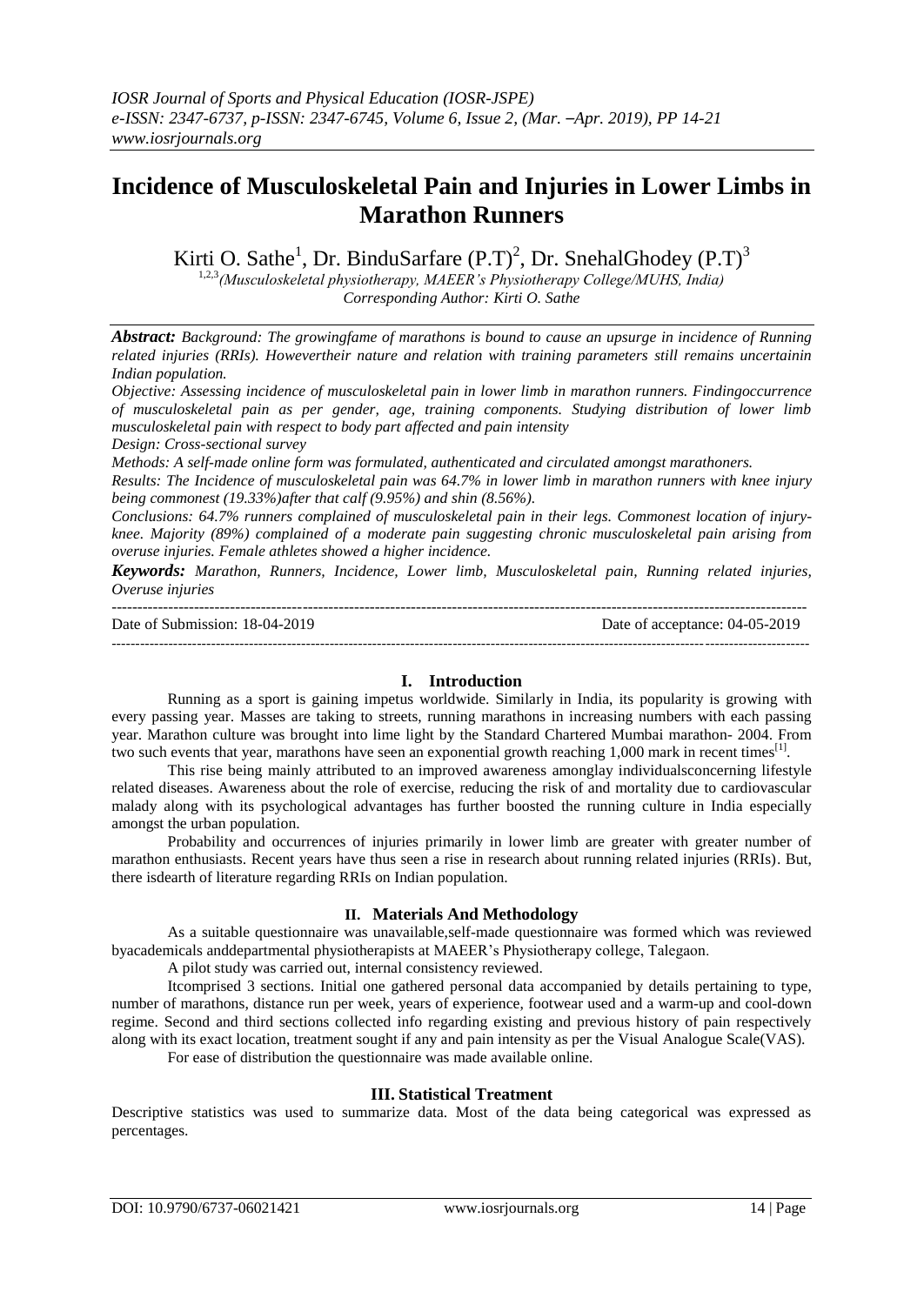# Incidence of Musculoskeletal Pain and Injuries in Lower Limbs in Marathon Runners

Kirti O. Sathe[1], Dr. BinduSarfare (P.T)[2], Dr. SnehalGhodey (P.T)[3]

[1,2,3](Musculoskeletal physiotherapy, MAEER's Physiotherapy College/MUHS, India)
*Corresponding Author: Kirti O. Sathe*

***Abstract:*** *Background: The growingfame of marathons is bound to cause an upsurge in incidence of Running related injuries (RRIs). Howevertheir nature and relation with training parameters still remains uncertainin Indian population.*

*Objective: Assessing incidence of musculoskeletal pain in lower limb in marathon runners. Findingoccurrence of musculoskeletal pain as per gender, age, training components. Studying distribution of lower limb musculoskeletal pain with respect to body part affected and pain intensity*

*Design: Cross-sectional survey*

*Methods: A self-made online form was formulated, authenticated and circulated amongst marathoners.*

*Results: The Incidence of musculoskeletal pain was 64.7% in lower limb in marathon runners with knee injury being commonest (19.33%)after that calf (9.95%) and shin (8.56%).*

*Conclusions: 64.7% runners complained of musculoskeletal pain in their legs. Commonest location of injury-knee. Majority (89%) complained of a moderate pain suggesting chronic musculoskeletal pain arising from overuse injuries. Female athletes showed a higher incidence.*

***Keywords:*** *Marathon, Runners, Incidence, Lower limb, Musculoskeletal pain, Running related injuries, Overuse injuries*

Date of Submission: 18-04-2019 | Date of acceptance: 04-05-2019

## I. Introduction

Running as a sport is gaining impetus worldwide. Similarly in India, its popularity is growing with every passing year. Masses are taking to streets, running marathons in increasing numbers with each passing year. Marathon culture was brought into lime light by the Standard Chartered Mumbai marathon- 2004. From two such events that year, marathons have seen an exponential growth reaching 1,000 mark in recent times[1].

This rise being mainly attributed to an improved awareness amonglay individualsconcerning lifestyle related diseases. Awareness about the role of exercise, reducing the risk of and mortality due to cardiovascular malady along with its psychological advantages has further boosted the running culture in India especially amongst the urban population.

Probability and occurrences of injuries primarily in lower limb are greater with greater number of marathon enthusiasts. Recent years have thus seen a rise in research about running related injuries (RRIs). But, there isdearth of literature regarding RRIs on Indian population.

## II. Materials And Methodology

As a suitable questionnaire was unavailable,self-made questionnaire was formed which was reviewed byacademicals anddepartmental physiotherapists at MAEER's Physiotherapy college, Talegaon.

A pilot study was carried out, internal consistency reviewed.

Itcomprised 3 sections. Initial one gathered personal data accompanied by details pertaining to type, number of marathons, distance run per week, years of experience, footwear used and a warm-up and cool-down regime. Second and third sections collected info regarding existing and previous history of pain respectively along with its exact location, treatment sought if any and pain intensity as per the Visual Analogue Scale(VAS).

For ease of distribution the questionnaire was made available online.

## III. Statistical Treatment

Descriptive statistics was used to summarize data. Most of the data being categorical was expressed as percentages.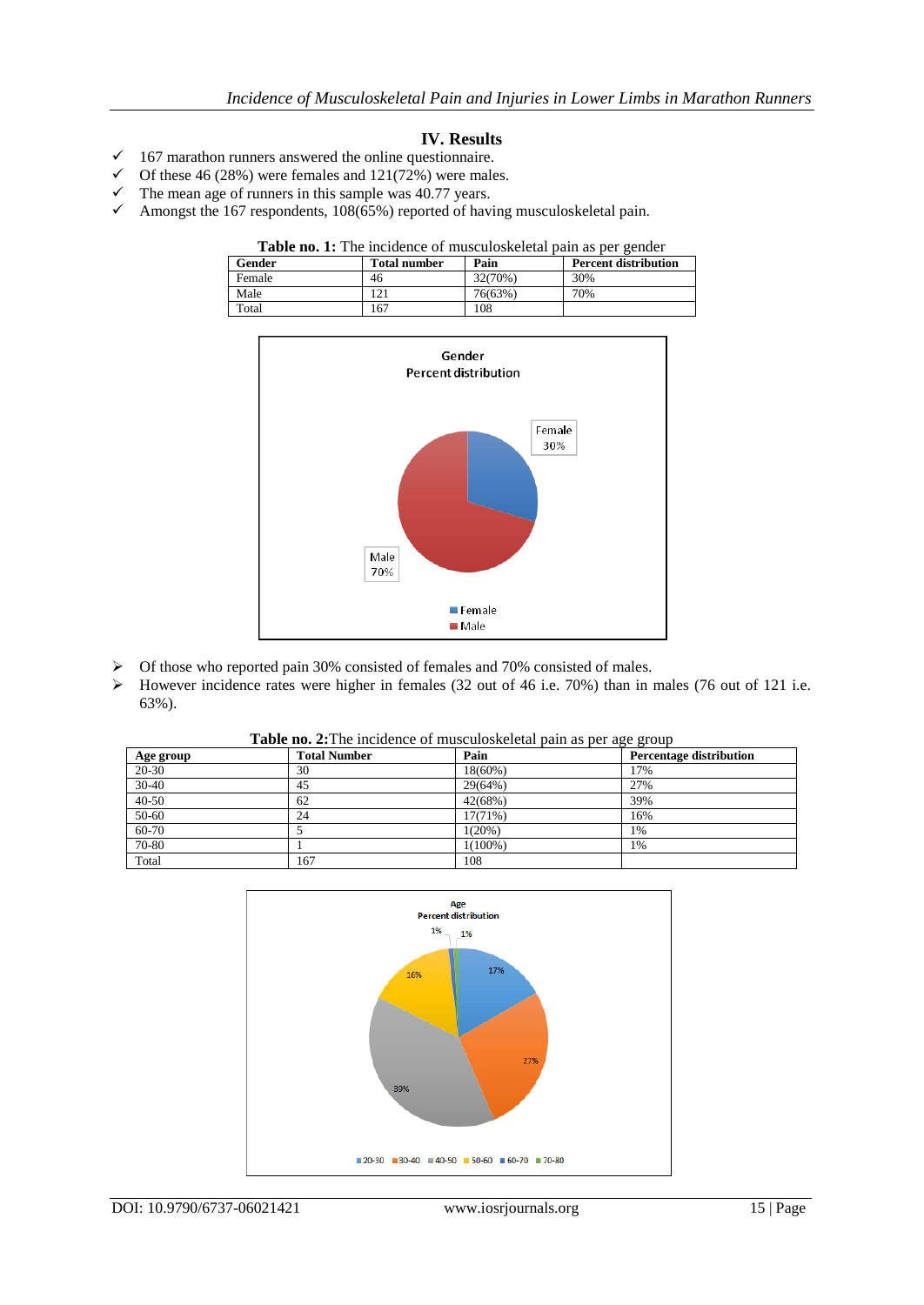## IV. Results

- ✓ 167 marathon runners answered the online questionnaire.
- ✓ Of these 46 (28%) were females and 121(72%) were males.
- ✓ The mean age of runners in this sample was 40.77 years.
- ✓ Amongst the 167 respondents, 108(65%) reported of having musculoskeletal pain.

**Table no. 1:** The incidence of musculoskeletal pain as per gender

| Gender | Total number | Pain | Percent distribution |
|---|---|---|---|
| Female | 46 | 32(70%) | 30% |
| Male | 121 | 76(63%) | 70% |
| Total | 167 | 108 | |

- ➢ Of those who reported pain 30% consisted of females and 70% consisted of males.
- ➢ However incidence rates were higher in females (32 out of 46 i.e. 70%) than in males (76 out of 121 i.e. 63%).

**Table no. 2:** The incidence of musculoskeletal pain as per age group

| Age group | Total Number | Pain | Percentage distribution |
|---|---|---|---|
| 20-30 | 30 | 18(60%) | 17% |
| 30-40 | 45 | 29(64%) | 27% |
| 40-50 | 62 | 42(68%) | 39% |
| 50-60 | 24 | 17(71%) | 16% |
| 60-70 | 5 | 1(20%) | 1% |
| 70-80 | 1 | 1(100%) | 1% |
| Total | 167 | 108 | |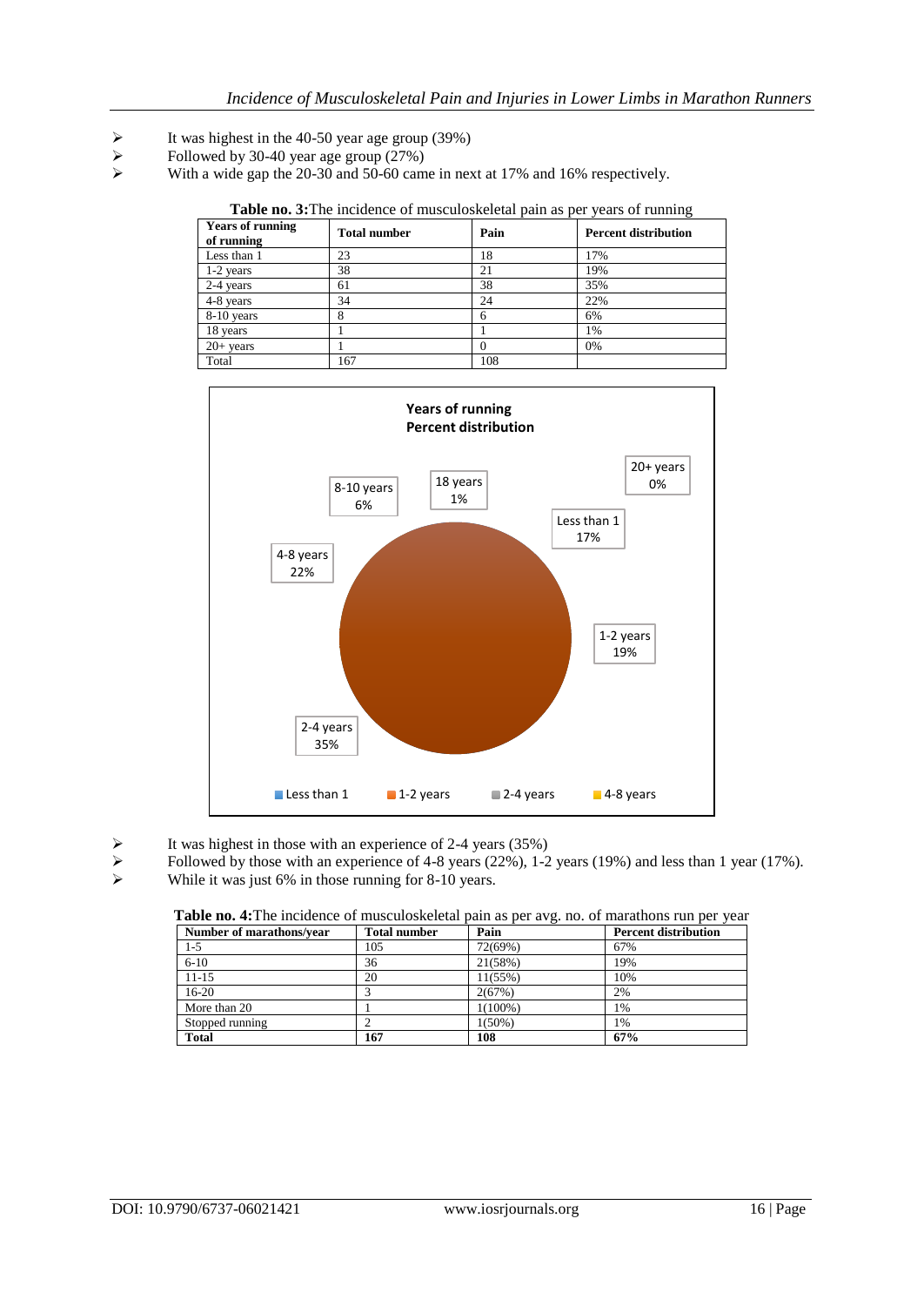- It was highest in the 40-50 year age group (39%)
- Followed by 30-40 year age group (27%)
- With a wide gap the 20-30 and 50-60 came in next at 17% and 16% respectively.

**Table no. 3:** The incidence of musculoskeletal pain as per years of running

| Years of running of running | Total number | Pain | Percent distribution |
|---|---|---|---|
| Less than 1 | 23 | 18 | 17% |
| 1-2 years | 38 | 21 | 19% |
| 2-4 years | 61 | 38 | 35% |
| 4-8 years | 34 | 24 | 22% |
| 8-10 years | 8 | 6 | 6% |
| 18 years | 1 | 1 | 1% |
| 20+ years | 1 | 0 | 0% |
| Total | 167 | 108 | |

**Years of running Percent distribution**

Less than 1: 17%; 1-2 years: 19%; 2-4 years: 35%; 4-8 years: 22%; 8-10 years: 6%; 18 years: 1%; 20+ years: 0%

- It was highest in those with an experience of 2-4 years (35%)
- Followed by those with an experience of 4-8 years (22%), 1-2 years (19%) and less than 1 year (17%).
- While it was just 6% in those running for 8-10 years.

**Table no. 4:** The incidence of musculoskeletal pain as per avg. no. of marathons run per year

| Number of marathons/year | Total number | Pain | Percent distribution |
|---|---|---|---|
| 1-5 | 105 | 72(69%) | 67% |
| 6-10 | 36 | 21(58%) | 19% |
| 11-15 | 20 | 11(55%) | 10% |
| 16-20 | 3 | 2(67%) | 2% |
| More than 20 | 1 | 1(100%) | 1% |
| Stopped running | 2 | 1(50%) | 1% |
| **Total** | **167** | **108** | **67%** |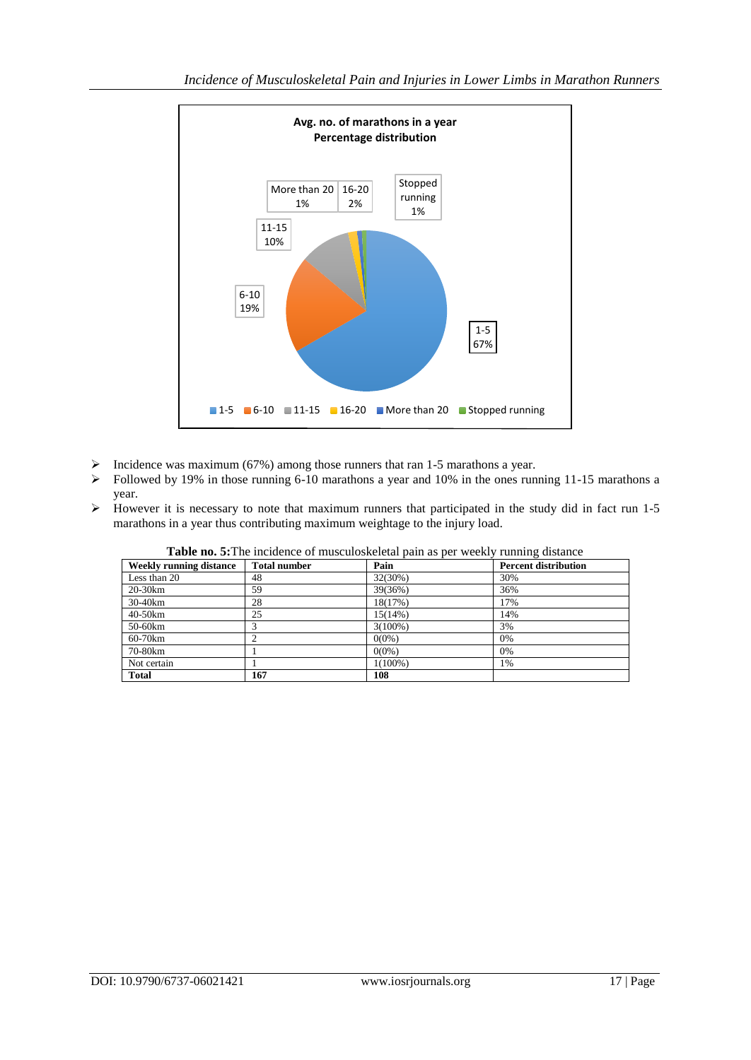**Avg. no. of marathons in a year**
**Percentage distribution**

| Avg. no. of marathons in a year | Percentage |
|---|---|
| 1-5 | 67% |
| 6-10 | 19% |
| 11-15 | 10% |
| 16-20 | 2% |
| More than 20 | 1% |
| Stopped running | 1% |

- Incidence was maximum (67%) among those runners that ran 1-5 marathons a year.
- Followed by 19% in those running 6-10 marathons a year and 10% in the ones running 11-15 marathons a year.
- However it is necessary to note that maximum runners that participated in the study did in fact run 1-5 marathons in a year thus contributing maximum weightage to the injury load.

**Table no. 5:** The incidence of musculoskeletal pain as per weekly running distance

| Weekly running distance | Total number | Pain | Percent distribution |
|---|---|---|---|
| Less than 20 | 48 | 32(30%) | 30% |
| 20-30km | 59 | 39(36%) | 36% |
| 30-40km | 28 | 18(17%) | 17% |
| 40-50km | 25 | 15(14%) | 14% |
| 50-60km | 3 | 3(100%) | 3% |
| 60-70km | 2 | 0(0%) | 0% |
| 70-80km | 1 | 0(0%) | 0% |
| Not certain | 1 | 1(100%) | 1% |
| **Total** | **167** | **108** | |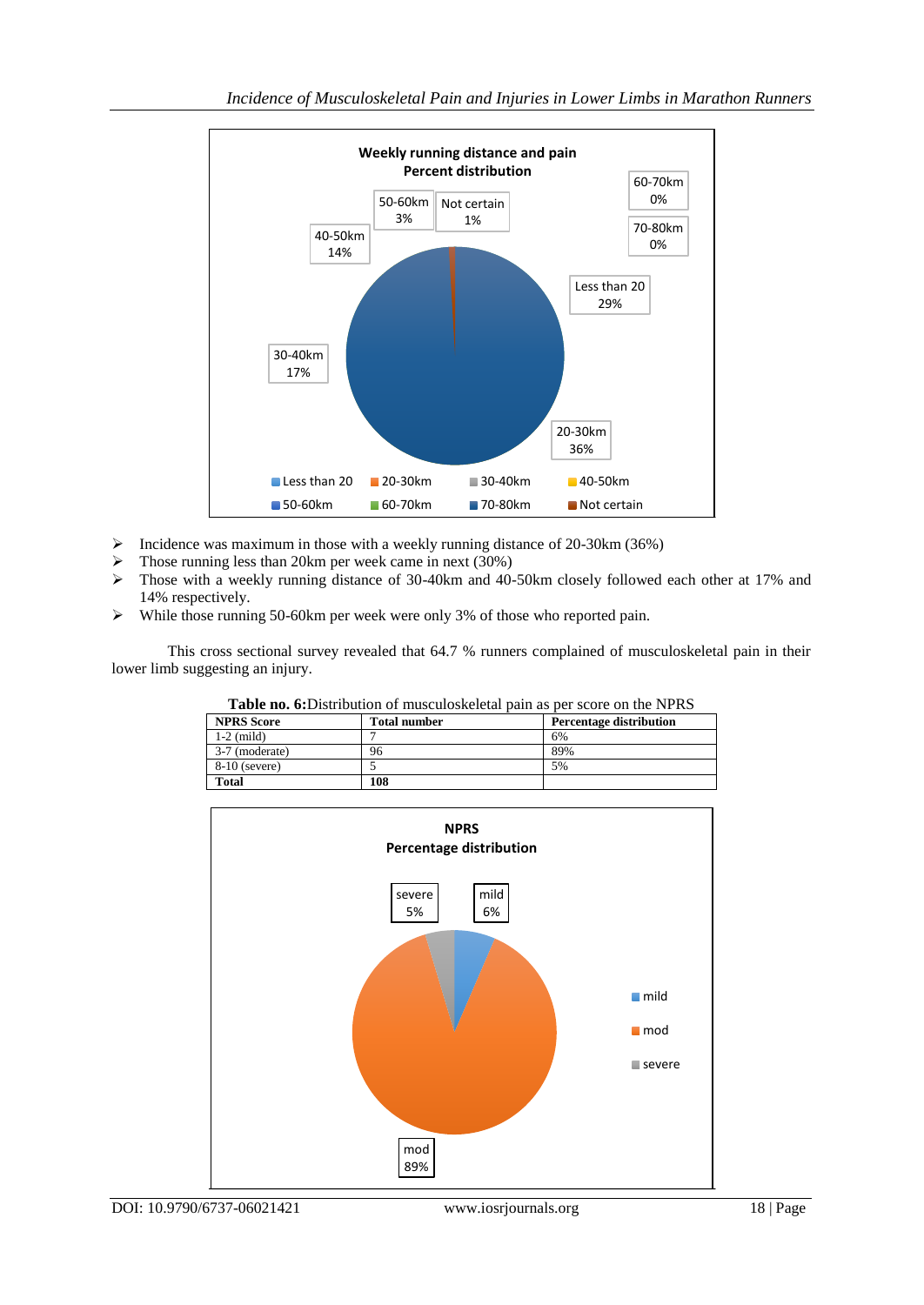**Weekly running distance and pain**
**Percent distribution**

- Less than 20: 29%
- 20-30km: 36%
- 30-40km: 17%
- 40-50km: 14%
- 50-60km: 3%
- 60-70km: 0%
- 70-80km: 0%
- Not certain: 1%

- Incidence was maximum in those with a weekly running distance of 20-30km (36%)
- Those running less than 20km per week came in next (30%)
- Those with a weekly running distance of 30-40km and 40-50km closely followed each other at 17% and 14% respectively.
- While those running 50-60km per week were only 3% of those who reported pain.

This cross sectional survey revealed that 64.7 % runners complained of musculoskeletal pain in their lower limb suggesting an injury.

**Table no. 6:** Distribution of musculoskeletal pain as per score on the NPRS

| NPRS Score | Total number | Percentage distribution |
|---|---|---|
| 1-2 (mild) | 7 | 6% |
| 3-7 (moderate) | 96 | 89% |
| 8-10 (severe) | 5 | 5% |
| **Total** | **108** | |

**NPRS**
**Percentage distribution**

- mild: 6%
- mod: 89%
- severe: 5%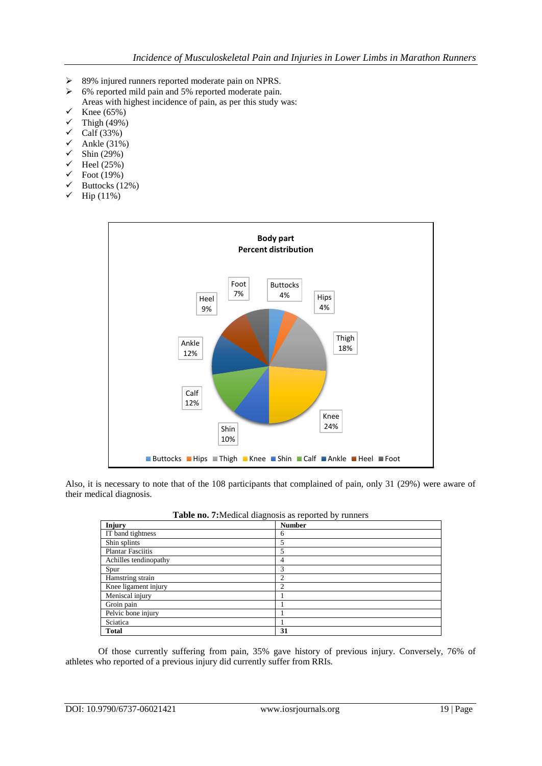- 89% injured runners reported moderate pain on NPRS.
- 6% reported mild pain and 5% reported moderate pain.

Areas with highest incidence of pain, as per this study was:

- Knee (65%)
- Thigh (49%)
- Calf (33%)
- Ankle (31%)
- Shin (29%)
- Heel (25%)
- Foot (19%)
- Buttocks (12%)
- Hip (11%)

Body part
Percent distribution

Buttocks 4%, Hips 4%, Thigh 18%, Knee 24%, Shin 10%, Calf 12%, Ankle 12%, Heel 9%, Foot 7%

Also, it is necessary to note that of the 108 participants that complained of pain, only 31 (29%) were aware of their medical diagnosis.

**Table no. 7:** Medical diagnosis as reported by runners

| Injury | Number |
|---|---|
| IT band tightness | 6 |
| Shin splints | 5 |
| Plantar Fasciitis | 5 |
| Achilles tendinopathy | 4 |
| Spur | 3 |
| Hamstring strain | 2 |
| Knee ligament injury | 2 |
| Meniscal injury | 1 |
| Groin pain | 1 |
| Pelvic bone injury | 1 |
| Sciatica | 1 |
| **Total** | **31** |

Of those currently suffering from pain, 35% gave history of previous injury. Conversely, 76% of athletes who reported of a previous injury did currently suffer from RRIs.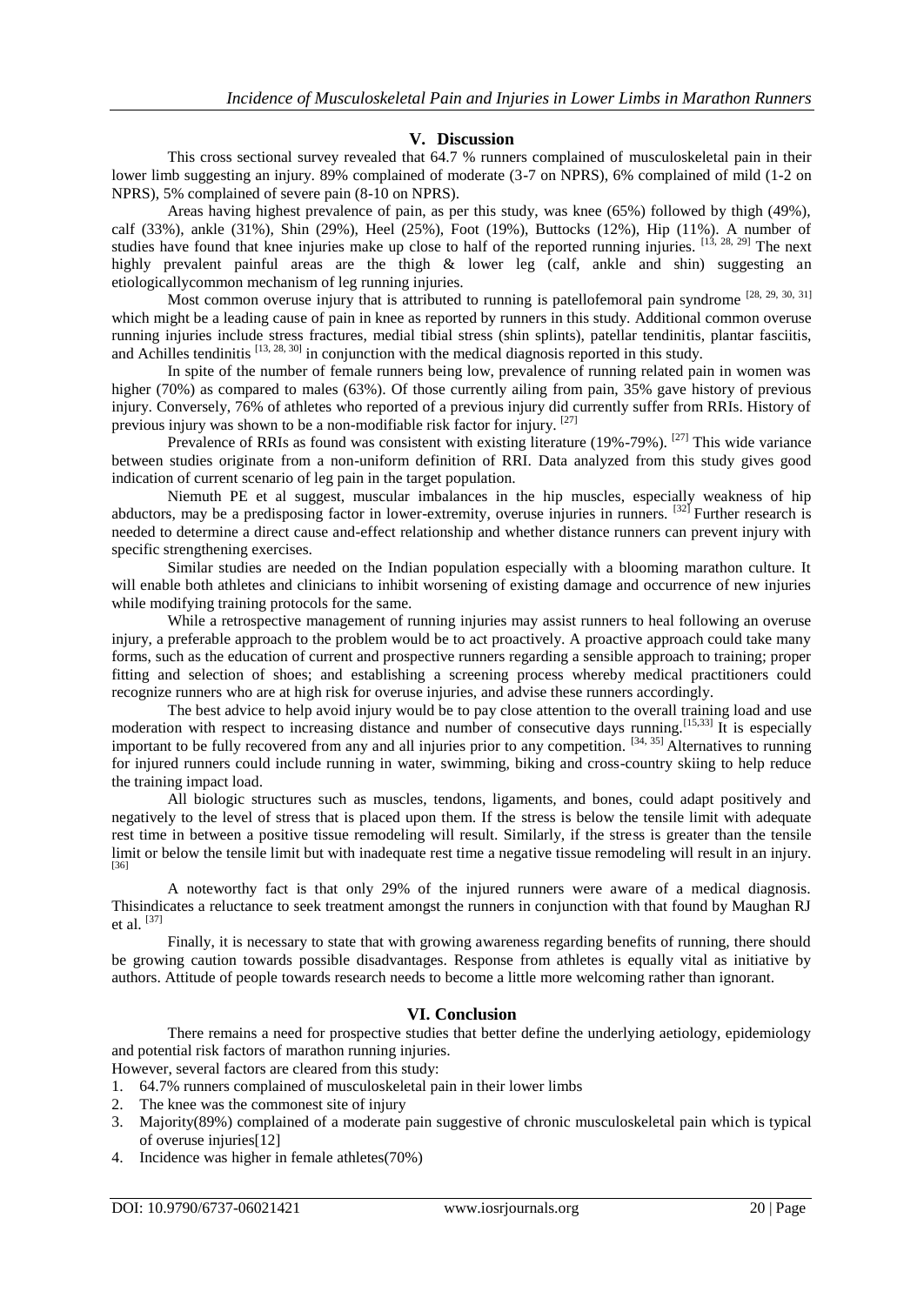## V. Discussion

This cross sectional survey revealed that 64.7 % runners complained of musculoskeletal pain in their lower limb suggesting an injury. 89% complained of moderate (3-7 on NPRS), 6% complained of mild (1-2 on NPRS), 5% complained of severe pain (8-10 on NPRS).

Areas having highest prevalence of pain, as per this study, was knee (65%) followed by thigh (49%), calf (33%), ankle (31%), Shin (29%), Heel (25%), Foot (19%), Buttocks (12%), Hip (11%). A number of studies have found that knee injuries make up close to half of the reported running injuries. [13, 28, 29] The next highly prevalent painful areas are the thigh & lower leg (calf, ankle and shin) suggesting an etiologicallycommon mechanism of leg running injuries.

Most common overuse injury that is attributed to running is patellofemoral pain syndrome [28, 29, 30, 31] which might be a leading cause of pain in knee as reported by runners in this study. Additional common overuse running injuries include stress fractures, medial tibial stress (shin splints), patellar tendinitis, plantar fasciitis, and Achilles tendinitis [13, 28, 30] in conjunction with the medical diagnosis reported in this study.

In spite of the number of female runners being low, prevalence of running related pain in women was higher (70%) as compared to males (63%). Of those currently ailing from pain, 35% gave history of previous injury. Conversely, 76% of athletes who reported of a previous injury did currently suffer from RRIs. History of previous injury was shown to be a non-modifiable risk factor for injury. [27]

Prevalence of RRIs as found was consistent with existing literature (19%-79%). [27] This wide variance between studies originate from a non-uniform definition of RRI. Data analyzed from this study gives good indication of current scenario of leg pain in the target population.

Niemuth PE et al suggest, muscular imbalances in the hip muscles, especially weakness of hip abductors, may be a predisposing factor in lower-extremity, overuse injuries in runners. [32] Further research is needed to determine a direct cause and-effect relationship and whether distance runners can prevent injury with specific strengthening exercises.

Similar studies are needed on the Indian population especially with a blooming marathon culture. It will enable both athletes and clinicians to inhibit worsening of existing damage and occurrence of new injuries while modifying training protocols for the same.

While a retrospective management of running injuries may assist runners to heal following an overuse injury, a preferable approach to the problem would be to act proactively. A proactive approach could take many forms, such as the education of current and prospective runners regarding a sensible approach to training; proper fitting and selection of shoes; and establishing a screening process whereby medical practitioners could recognize runners who are at high risk for overuse injuries, and advise these runners accordingly.

The best advice to help avoid injury would be to pay close attention to the overall training load and use moderation with respect to increasing distance and number of consecutive days running.[15,33] It is especially important to be fully recovered from any and all injuries prior to any competition. [34, 35] Alternatives to running for injured runners could include running in water, swimming, biking and cross-country skiing to help reduce the training impact load.

All biologic structures such as muscles, tendons, ligaments, and bones, could adapt positively and negatively to the level of stress that is placed upon them. If the stress is below the tensile limit with adequate rest time in between a positive tissue remodeling will result. Similarly, if the stress is greater than the tensile limit or below the tensile limit but with inadequate rest time a negative tissue remodeling will result in an injury. [36]

A noteworthy fact is that only 29% of the injured runners were aware of a medical diagnosis. Thisindicates a reluctance to seek treatment amongst the runners in conjunction with that found by Maughan RJ et al. [37]

Finally, it is necessary to state that with growing awareness regarding benefits of running, there should be growing caution towards possible disadvantages. Response from athletes is equally vital as initiative by authors. Attitude of people towards research needs to become a little more welcoming rather than ignorant.

## VI. Conclusion

There remains a need for prospective studies that better define the underlying aetiology, epidemiology and potential risk factors of marathon running injuries.

However, several factors are cleared from this study:

1. 64.7% runners complained of musculoskeletal pain in their lower limbs
2. The knee was the commonest site of injury
3. Majority(89%) complained of a moderate pain suggestive of chronic musculoskeletal pain which is typical of overuse injuries[12]
4. Incidence was higher in female athletes(70%)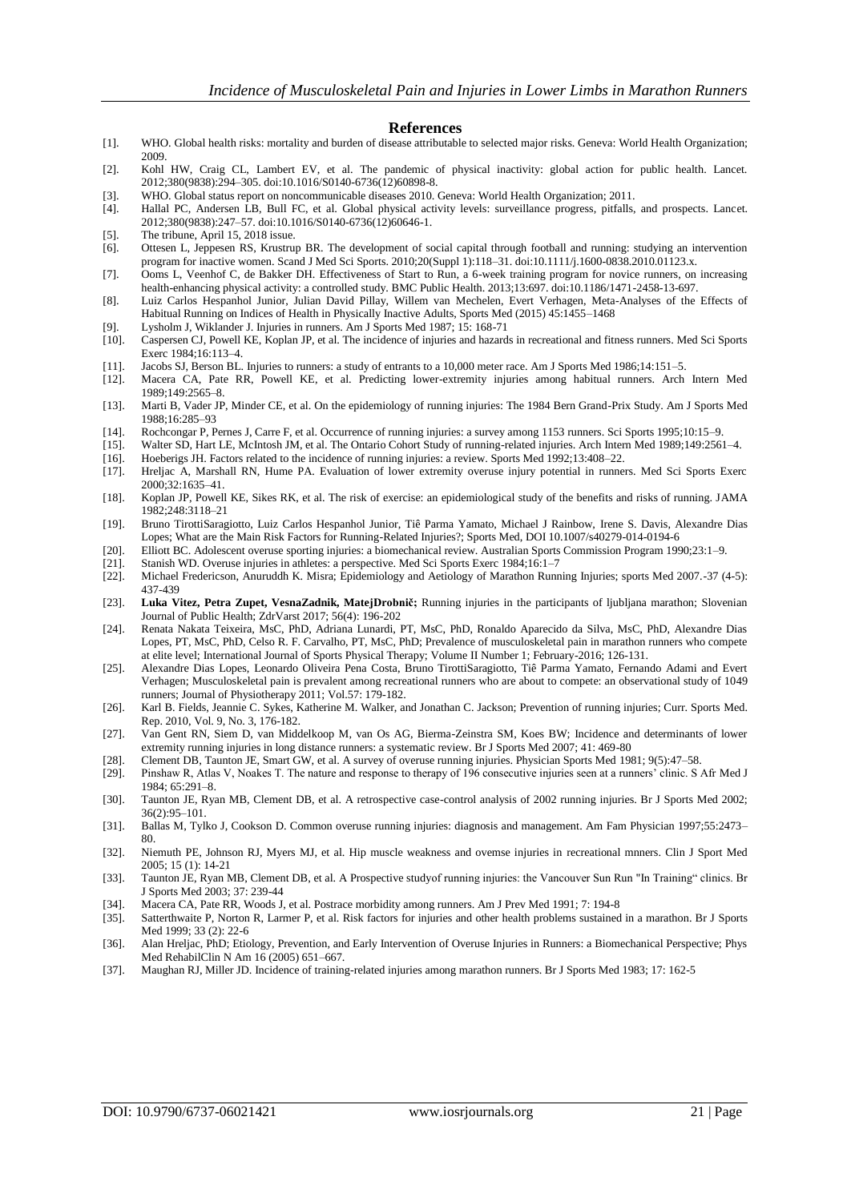## References

[1]. WHO. Global health risks: mortality and burden of disease attributable to selected major risks. Geneva: World Health Organization; 2009.

[2]. Kohl HW, Craig CL, Lambert EV, et al. The pandemic of physical inactivity: global action for public health. Lancet. 2012;380(9838):294–305. doi:10.1016/S0140-6736(12)60898-8.

[3]. WHO. Global status report on noncommunicable diseases 2010. Geneva: World Health Organization; 2011.

[4]. Hallal PC, Andersen LB, Bull FC, et al. Global physical activity levels: surveillance progress, pitfalls, and prospects. Lancet. 2012;380(9838):247–57. doi:10.1016/S0140-6736(12)60646-1.

[5]. The tribune, April 15, 2018 issue.

[6]. Ottesen L, Jeppesen RS, Krustrup BR. The development of social capital through football and running: studying an intervention program for inactive women. Scand J Med Sci Sports. 2010;20(Suppl 1):118–31. doi:10.1111/j.1600-0838.2010.01123.x.

[7]. Ooms L, Veenhof C, de Bakker DH. Effectiveness of Start to Run, a 6-week training program for novice runners, on increasing health-enhancing physical activity: a controlled study. BMC Public Health. 2013;13:697. doi:10.1186/1471-2458-13-697.

[8]. Luiz Carlos Hespanhol Junior, Julian David Pillay, Willem van Mechelen, Evert Verhagen, Meta-Analyses of the Effects of Habitual Running on Indices of Health in Physically Inactive Adults, Sports Med (2015) 45:1455–1468

[9]. Lysholm J, Wiklander J. Injuries in runners. Am J Sports Med 1987; 15: 168-71

[10]. Caspersen CJ, Powell KE, Koplan JP, et al. The incidence of injuries and hazards in recreational and fitness runners. Med Sci Sports Exerc 1984;16:113–4.

[11]. Jacobs SJ, Berson BL. Injuries to runners: a study of entrants to a 10,000 meter race. Am J Sports Med 1986;14:151–5.

[12]. Macera CA, Pate RR, Powell KE, et al. Predicting lower-extremity injuries among habitual runners. Arch Intern Med 1989;149:2565–8.

[13]. Marti B, Vader JP, Minder CE, et al. On the epidemiology of running injuries: The 1984 Bern Grand-Prix Study. Am J Sports Med 1988;16:285–93

[14]. Rochcongar P, Pernes J, Carre F, et al. Occurrence of running injuries: a survey among 1153 runners. Sci Sports 1995;10:15–9.

[15]. Walter SD, Hart LE, McIntosh JM, et al. The Ontario Cohort Study of running-related injuries. Arch Intern Med 1989;149:2561–4.

[16]. Hoeberigs JH. Factors related to the incidence of running injuries: a review. Sports Med 1992;13:408–22.

[17]. Hreljac A, Marshall RN, Hume PA. Evaluation of lower extremity overuse injury potential in runners. Med Sci Sports Exerc 2000;32:1635–41.

[18]. Koplan JP, Powell KE, Sikes RK, et al. The risk of exercise: an epidemiological study of the benefits and risks of running. JAMA 1982;248:3118–21

[19]. Bruno TirottiSaragiotto, Luiz Carlos Hespanhol Junior, Tiê Parma Yamato, Michael J Rainbow, Irene S. Davis, Alexandre Dias Lopes; What are the Main Risk Factors for Running-Related Injuries?; Sports Med, DOI 10.1007/s40279-014-0194-6

[20]. Elliott BC. Adolescent overuse sporting injuries: a biomechanical review. Australian Sports Commission Program 1990;23:1–9.

[21]. Stanish WD. Overuse injuries in athletes: a perspective. Med Sci Sports Exerc 1984;16:1–7

[22]. Michael Fredericson, Anuruddh K. Misra; Epidemiology and Aetiology of Marathon Running Injuries; sports Med 2007.-37 (4-5): 437-439

[23]. **Luka Vitez, Petra Zupet, VesnaZadnik, MatejDrobnič;** Running injuries in the participants of ljubljana marathon; Slovenian Journal of Public Health; ZdrVarst 2017; 56(4): 196-202

[24]. Renata Nakata Teixeira, MSc, PhD, Adriana Lunardi, PT, MsC, PhD, Ronaldo Aparecido da Silva, MsC, PhD, Alexandre Dias Lopes, PT, MsC, PhD, Celso R. F. Carvalho, PT, MsC, PhD; Prevalence of musculoskeletal pain in marathon runners who compete at elite level; International Journal of Sports Physical Therapy; Volume II Number 1; February-2016; 126-131.

[25]. Alexandre Dias Lopes, Leonardo Oliveira Pena Costa, Bruno TirottiSaragiotto, Tiê Parma Yamato, Fernando Adami and Evert Verhagen; Musculoskeletal pain is prevalent among recreational runners who are about to compete: an observational study of 1049 runners; Journal of Physiotherapy 2011; Vol.57: 179-182.

[26]. Karl B. Fields, Jeannie C. Sykes, Katherine M. Walker, and Jonathan C. Jackson; Prevention of running injuries; Curr. Sports Med. Rep. 2010, Vol. 9, No. 3, 176-182.

[27]. Van Gent RN, Siem D, van Middelkoop M, van Os AG, Bierma-Zeinstra SM, Koes BW; Incidence and determinants of lower extremity running injuries in long distance runners: a systematic review. Br J Sports Med 2007; 41: 469-80

[28]. Clement DB, Taunton JE, Smart GW, et al. A survey of overuse running injuries. Physician Sports Med 1981; 9(5):47–58.

[29]. Pinshaw R, Atlas V, Noakes T. The nature and response to therapy of 196 consecutive injuries seen at a runners' clinic. S Afr Med J 1984; 65:291–8.

[30]. Taunton JE, Ryan MB, Clement DB, et al. A retrospective case-control analysis of 2002 running injuries. Br J Sports Med 2002; 36(2):95–101.

[31]. Ballas M, Tylko J, Cookson D. Common overuse running injuries: diagnosis and management. Am Fam Physician 1997;55:2473–80.

[32]. Niemuth PE, Johnson RJ, Myers MJ, et al. Hip muscle weakness and ovemse injuries in recreational mnners. Clin J Sport Med 2005; 15 (1): 14-21

[33]. Taunton JE, Ryan MB, Clement DB, et al. A Prospective studyof running injuries: the Vancouver Sun Run "In Training" clinics. Br J Sports Med 2003; 37: 239-44

[34]. Macera CA, Pate RR, Woods J, et al. Postrace morbidity among runners. Am J Prev Med 1991; 7: 194-8

[35]. Satterthwaite P, Norton R, Larmer P, et al. Risk factors for injuries and other health problems sustained in a marathon. Br J Sports Med 1999; 33 (2): 22-6

[36]. Alan Hreljac, PhD; Etiology, Prevention, and Early Intervention of Overuse Injuries in Runners: a Biomechanical Perspective; Phys Med RehabilClin N Am 16 (2005) 651–667.

[37]. Maughan RJ, Miller JD. Incidence of training-related injuries among marathon runners. Br J Sports Med 1983; 17: 162-5